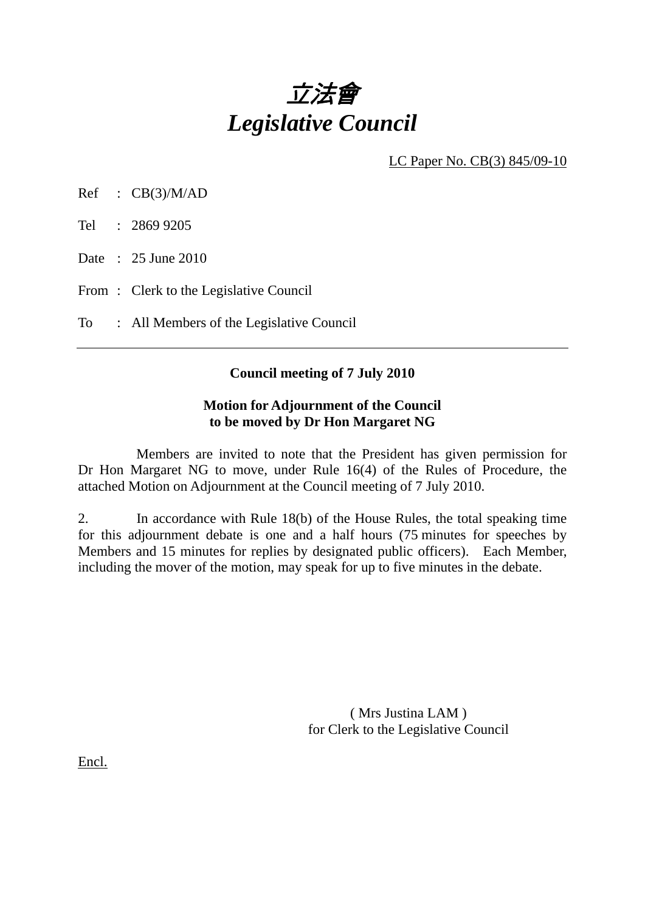# *立法會*
# *Legislative Council*

LC Paper No. CB(3) 845/09-10

Ref : CB(3)/M/AD

Tel : 2869 9205

Date : 25 June 2010

From : Clerk to the Legislative Council

To : All Members of the Legislative Council

---

**Council meeting of 7 July 2010**

**Motion for Adjournment of the Council**
**to be moved by Dr Hon Margaret NG**

Members are invited to note that the President has given permission for Dr Hon Margaret NG to move, under Rule 16(4) of the Rules of Procedure, the attached Motion on Adjournment at the Council meeting of 7 July 2010.

2. In accordance with Rule 18(b) of the House Rules, the total speaking time for this adjournment debate is one and a half hours (75 minutes for speeches by Members and 15 minutes for replies by designated public officers). Each Member, including the mover of the motion, may speak for up to five minutes in the debate.

( Mrs Justina LAM )
for Clerk to the Legislative Council

Encl.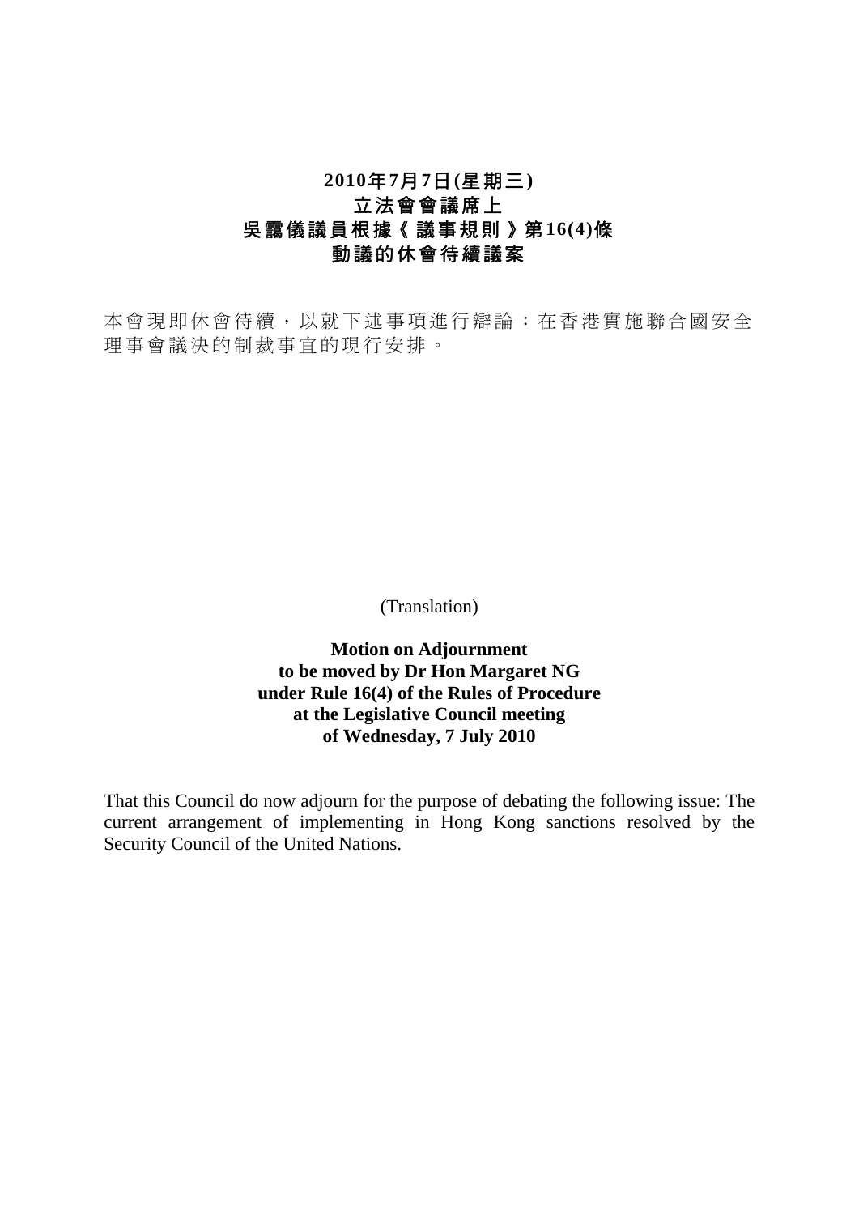**2010年7月7日(星期三)**
**立法會會議席上**
**吳靄儀議員根據《議事規則》第16(4)條**
**動議的休會待續議案**

本會現即休會待續，以就下述事項進行辯論：在香港實施聯合國安全理事會議決的制裁事宜的現行安排。

(Translation)

**Motion on Adjournment**
**to be moved by Dr Hon Margaret NG**
**under Rule 16(4) of the Rules of Procedure**
**at the Legislative Council meeting**
**of Wednesday, 7 July 2010**

That this Council do now adjourn for the purpose of debating the following issue: The current arrangement of implementing in Hong Kong sanctions resolved by the Security Council of the United Nations.